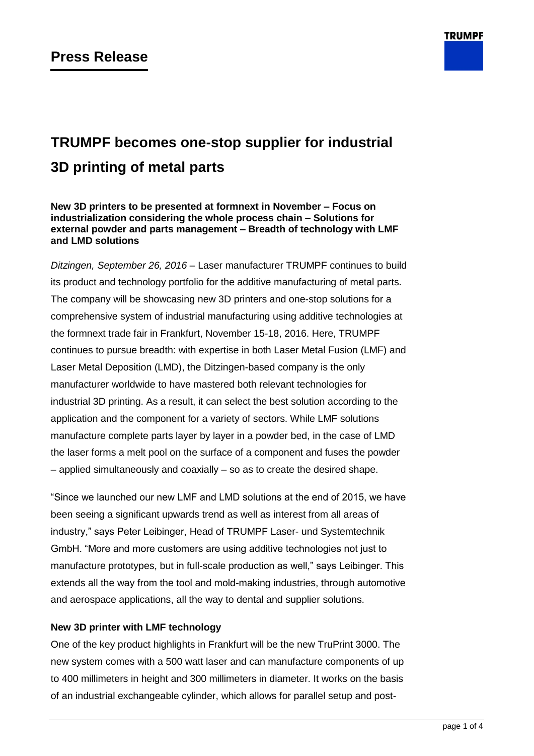# Press Release

# TRUMPF becomes one-stop supplier for industrial 3D printing of metal parts

**New 3D printers to be presented at formnext in November – Focus on industrialization considering the whole process chain – Solutions for external powder and parts management – Breadth of technology with LMF and LMD solutions**

*Ditzingen, September 26, 2016* – Laser manufacturer TRUMPF continues to build its product and technology portfolio for the additive manufacturing of metal parts. The company will be showcasing new 3D printers and one-stop solutions for a comprehensive system of industrial manufacturing using additive technologies at the formnext trade fair in Frankfurt, November 15-18, 2016. Here, TRUMPF continues to pursue breadth: with expertise in both Laser Metal Fusion (LMF) and Laser Metal Deposition (LMD), the Ditzingen-based company is the only manufacturer worldwide to have mastered both relevant technologies for industrial 3D printing. As a result, it can select the best solution according to the application and the component for a variety of sectors. While LMF solutions manufacture complete parts layer by layer in a powder bed, in the case of LMD the laser forms a melt pool on the surface of a component and fuses the powder – applied simultaneously and coaxially – so as to create the desired shape.

"Since we launched our new LMF and LMD solutions at the end of 2015, we have been seeing a significant upwards trend as well as interest from all areas of industry," says Peter Leibinger, Head of TRUMPF Laser- und Systemtechnik GmbH. "More and more customers are using additive technologies not just to manufacture prototypes, but in full-scale production as well," says Leibinger. This extends all the way from the tool and mold-making industries, through automotive and aerospace applications, all the way to dental and supplier solutions.

### New 3D printer with LMF technology

One of the key product highlights in Frankfurt will be the new TruPrint 3000. The new system comes with a 500 watt laser and can manufacture components of up to 400 millimeters in height and 300 millimeters in diameter. It works on the basis of an industrial exchangeable cylinder, which allows for parallel setup and post-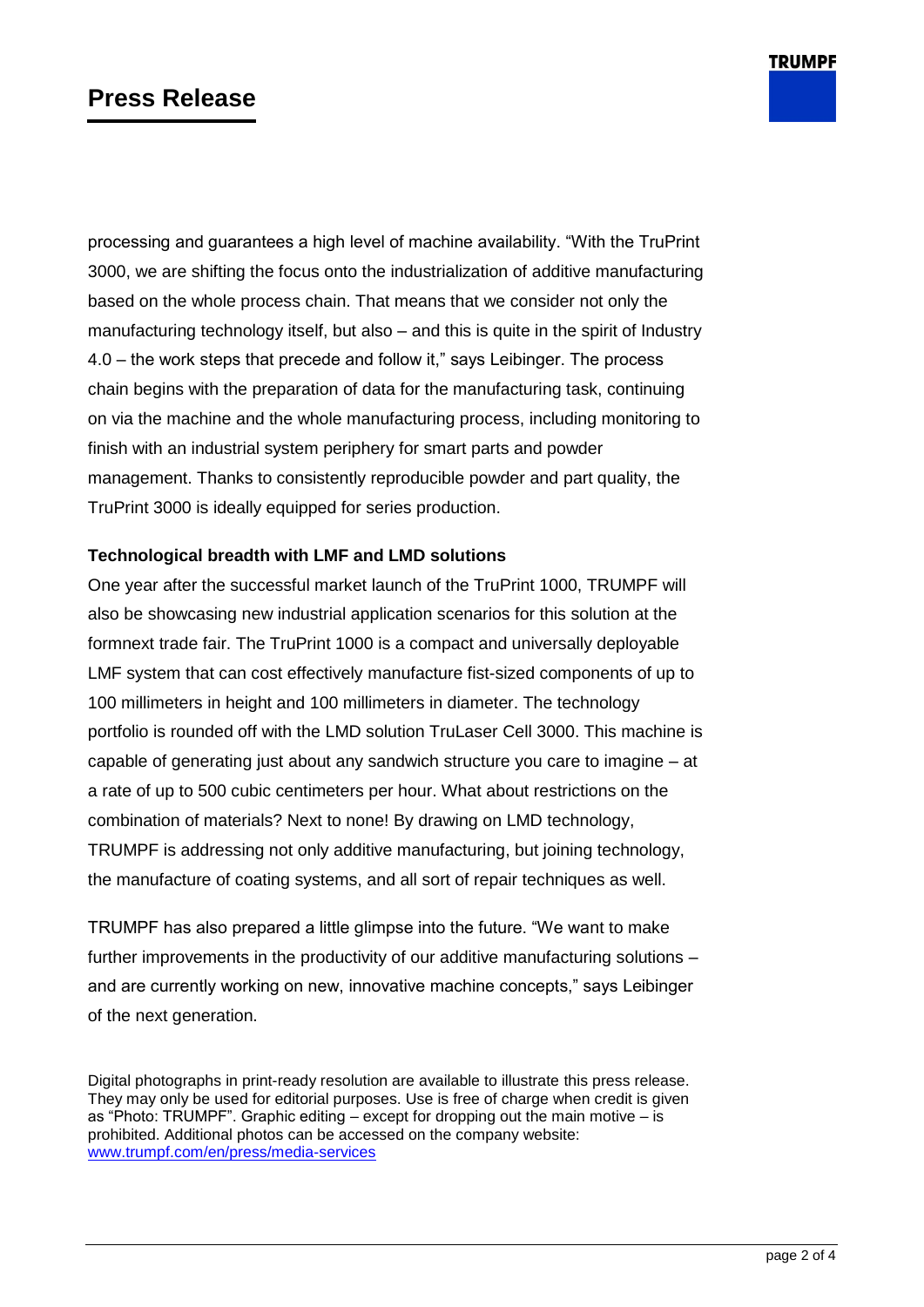processing and guarantees a high level of machine availability. “With the TruPrint 3000, we are shifting the focus onto the industrialization of additive manufacturing based on the whole process chain. That means that we consider not only the manufacturing technology itself, but also – and this is quite in the spirit of Industry 4.0 – the work steps that precede and follow it,” says Leibinger. The process chain begins with the preparation of data for the manufacturing task, continuing on via the machine and the whole manufacturing process, including monitoring to finish with an industrial system periphery for smart parts and powder management. Thanks to consistently reproducible powder and part quality, the TruPrint 3000 is ideally equipped for series production.

**Technological breadth with LMF and LMD solutions**

One year after the successful market launch of the TruPrint 1000, TRUMPF will also be showcasing new industrial application scenarios for this solution at the formnext trade fair. The TruPrint 1000 is a compact and universally deployable LMF system that can cost effectively manufacture fist-sized components of up to 100 millimeters in height and 100 millimeters in diameter. The technology portfolio is rounded off with the LMD solution TruLaser Cell 3000. This machine is capable of generating just about any sandwich structure you care to imagine – at a rate of up to 500 cubic centimeters per hour. What about restrictions on the combination of materials? Next to none! By drawing on LMD technology, TRUMPF is addressing not only additive manufacturing, but joining technology, the manufacture of coating systems, and all sort of repair techniques as well.

TRUMPF has also prepared a little glimpse into the future. “We want to make further improvements in the productivity of our additive manufacturing solutions – and are currently working on new, innovative machine concepts,” says Leibinger of the next generation.

Digital photographs in print-ready resolution are available to illustrate this press release. They may only be used for editorial purposes. Use is free of charge when credit is given as “Photo: TRUMPF”. Graphic editing – except for dropping out the main motive – is prohibited. Additional photos can be accessed on the company website: www.trumpf.com/en/press/media-services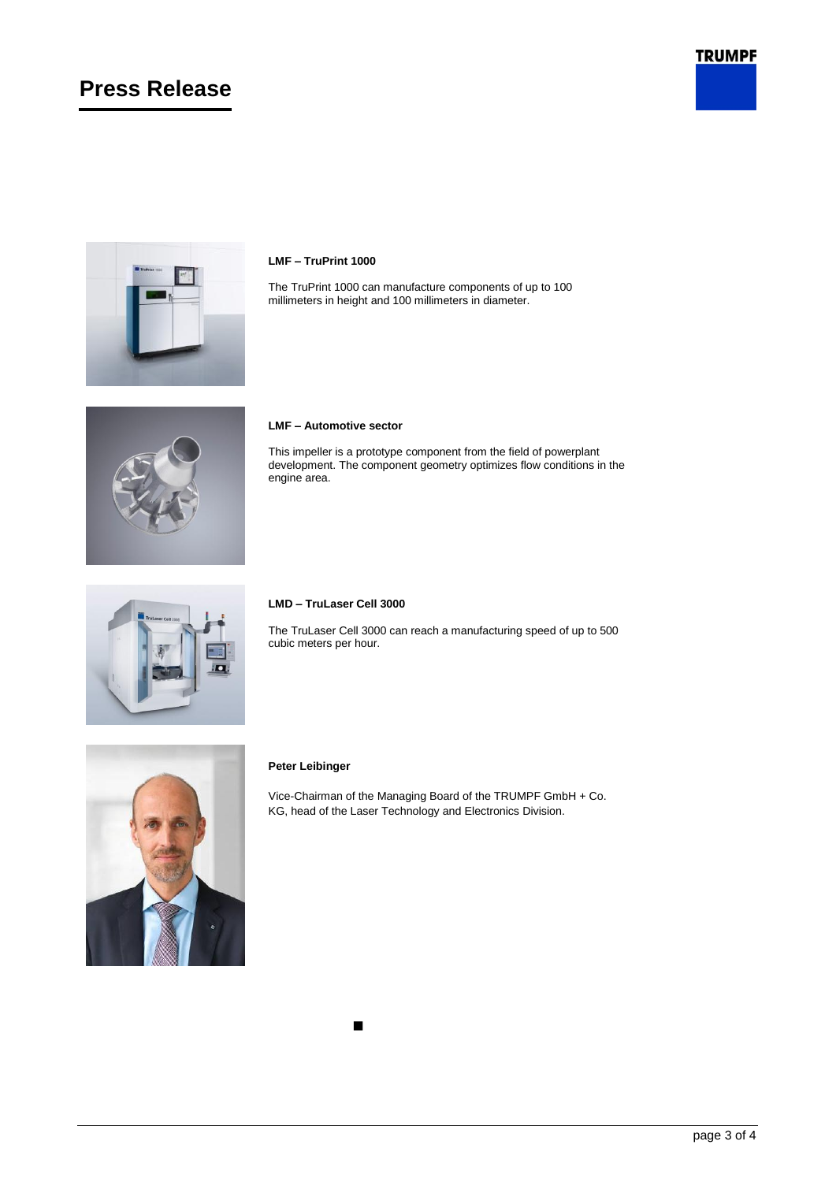**LMF – TruPrint 1000**

The TruPrint 1000 can manufacture components of up to 100 millimeters in height and 100 millimeters in diameter.

**LMF – Automotive sector**

This impeller is a prototype component from the field of powerplant development. The component geometry optimizes flow conditions in the engine area.

**LMD – TruLaser Cell 3000**

The TruLaser Cell 3000 can reach a manufacturing speed of up to 500 cubic meters per hour.

**Peter Leibinger**

Vice-Chairman of the Managing Board of the TRUMPF GmbH + Co. KG, head of the Laser Technology and Electronics Division.

■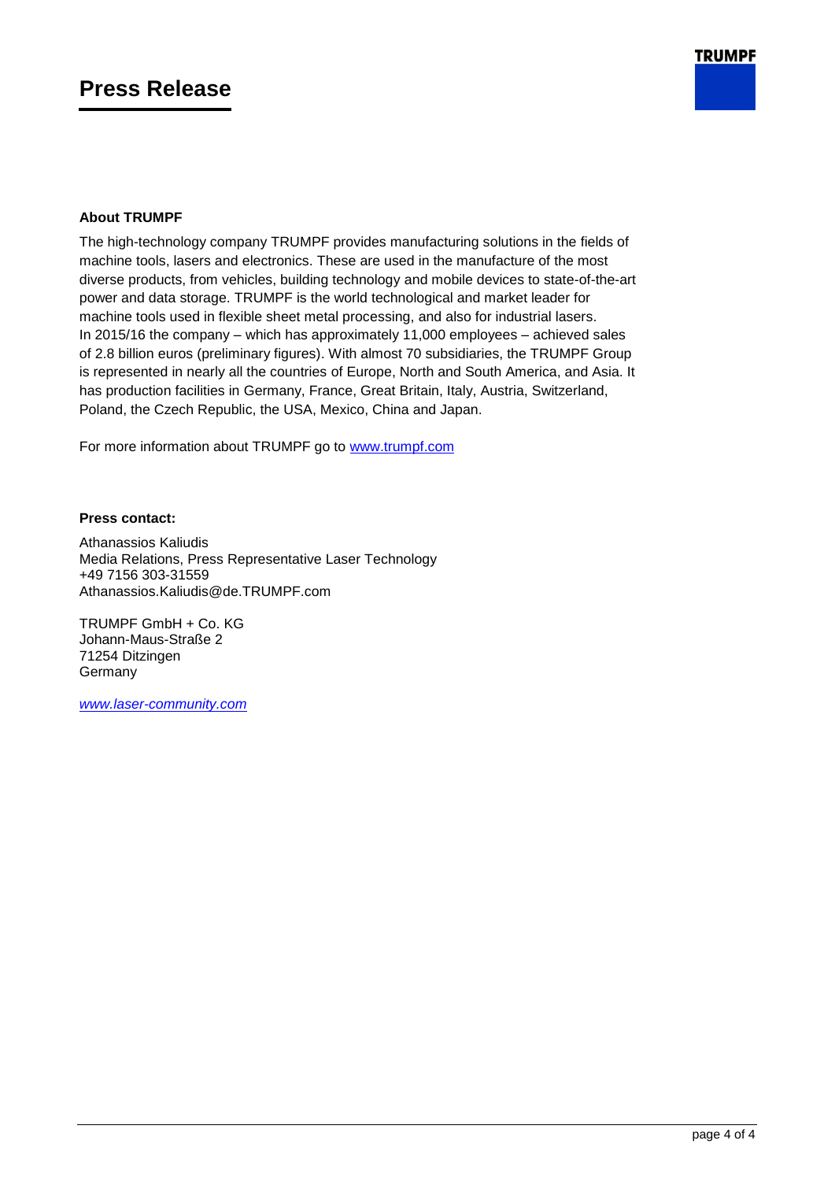**About TRUMPF**

The high-technology company TRUMPF provides manufacturing solutions in the fields of machine tools, lasers and electronics. These are used in the manufacture of the most diverse products, from vehicles, building technology and mobile devices to state-of-the-art power and data storage. TRUMPF is the world technological and market leader for machine tools used in flexible sheet metal processing, and also for industrial lasers. In 2015/16 the company – which has approximately 11,000 employees – achieved sales of 2.8 billion euros (preliminary figures). With almost 70 subsidiaries, the TRUMPF Group is represented in nearly all the countries of Europe, North and South America, and Asia. It has production facilities in Germany, France, Great Britain, Italy, Austria, Switzerland, Poland, the Czech Republic, the USA, Mexico, China and Japan.

For more information about TRUMPF go to www.trumpf.com

**Press contact:**

Athanassios Kaliudis
Media Relations, Press Representative Laser Technology
+49 7156 303-31559
Athanassios.Kaliudis@de.TRUMPF.com

TRUMPF GmbH + Co. KG
Johann-Maus-Straße 2
71254 Ditzingen
Germany

*www.laser-community.com*